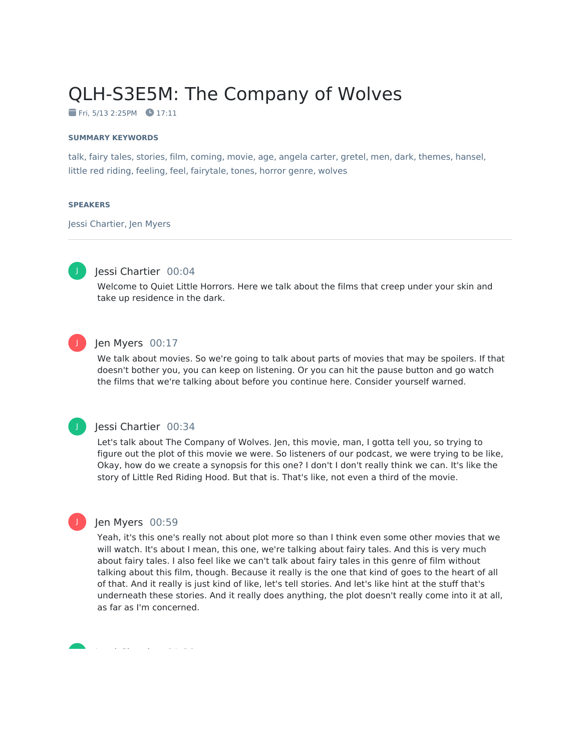# QLH-S3E5M: The Company of Wolves

Fri, 5/13 2:25PM 17:11

### SUMMARY KEYWORDS

talk, fairy tales, stories, film, coming, movie, age, angela carter, gretel, men, dark, themes, hansel, little red riding, feeling, feel, fairytale, tones, horror genre, wolves

### SPEAKERS

Jessi Chartier, Jen Myers

---

**Jessi Chartier** 00:04

Welcome to Quiet Little Horrors. Here we talk about the films that creep under your skin and take up residence in the dark.

**Jen Myers** 00:17

We talk about movies. So we're going to talk about parts of movies that may be spoilers. If that doesn't bother you, you can keep on listening. Or you can hit the pause button and go watch the films that we're talking about before you continue here. Consider yourself warned.

**Jessi Chartier** 00:34

Let's talk about The Company of Wolves. Jen, this movie, man, I gotta tell you, so trying to figure out the plot of this movie we were. So listeners of our podcast, we were trying to be like, Okay, how do we create a synopsis for this one? I don't I don't really think we can. It's like the story of Little Red Riding Hood. But that is. That's like, not even a third of the movie.

**Jen Myers** 00:59

Yeah, it's this one's really not about plot more so than I think even some other movies that we will watch. It's about I mean, this one, we're talking about fairy tales. And this is very much about fairy tales. I also feel like we can't talk about fairy tales in this genre of film without talking about this film, though. Because it really is the one that kind of goes to the heart of all of that. And it really is just kind of like, let's tell stories. And let's like hint at the stuff that's underneath these stories. And it really does anything, the plot doesn't really come into it at all, as far as I'm concerned.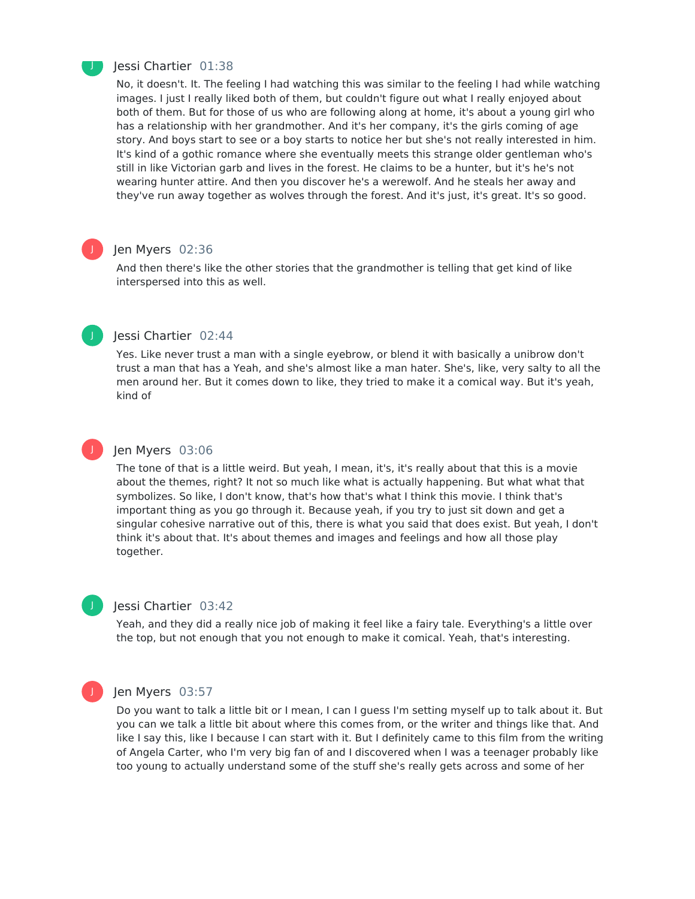Jessi Chartier 01:38

No, it doesn't. It. The feeling I had watching this was similar to the feeling I had while watching images. I just I really liked both of them, but couldn't figure out what I really enjoyed about both of them. But for those of us who are following along at home, it's about a young girl who has a relationship with her grandmother. And it's her company, it's the girls coming of age story. And boys start to see or a boy starts to notice her but she's not really interested in him. It's kind of a gothic romance where she eventually meets this strange older gentleman who's still in like Victorian garb and lives in the forest. He claims to be a hunter, but it's he's not wearing hunter attire. And then you discover he's a werewolf. And he steals her away and they've run away together as wolves through the forest. And it's just, it's great. It's so good.

Jen Myers 02:36

And then there's like the other stories that the grandmother is telling that get kind of like interspersed into this as well.

Jessi Chartier 02:44

Yes. Like never trust a man with a single eyebrow, or blend it with basically a unibrow don't trust a man that has a Yeah, and she's almost like a man hater. She's, like, very salty to all the men around her. But it comes down to like, they tried to make it a comical way. But it's yeah, kind of

Jen Myers 03:06

The tone of that is a little weird. But yeah, I mean, it's, it's really about that this is a movie about the themes, right? It not so much like what is actually happening. But what what that symbolizes. So like, I don't know, that's how that's what I think this movie. I think that's important thing as you go through it. Because yeah, if you try to just sit down and get a singular cohesive narrative out of this, there is what you said that does exist. But yeah, I don't think it's about that. It's about themes and images and feelings and how all those play together.

Jessi Chartier 03:42

Yeah, and they did a really nice job of making it feel like a fairy tale. Everything's a little over the top, but not enough that you not enough to make it comical. Yeah, that's interesting.

Jen Myers 03:57

Do you want to talk a little bit or I mean, I can I guess I'm setting myself up to talk about it. But you can we talk a little bit about where this comes from, or the writer and things like that. And like I say this, like I because I can start with it. But I definitely came to this film from the writing of Angela Carter, who I'm very big fan of and I discovered when I was a teenager probably like too young to actually understand some of the stuff she's really gets across and some of her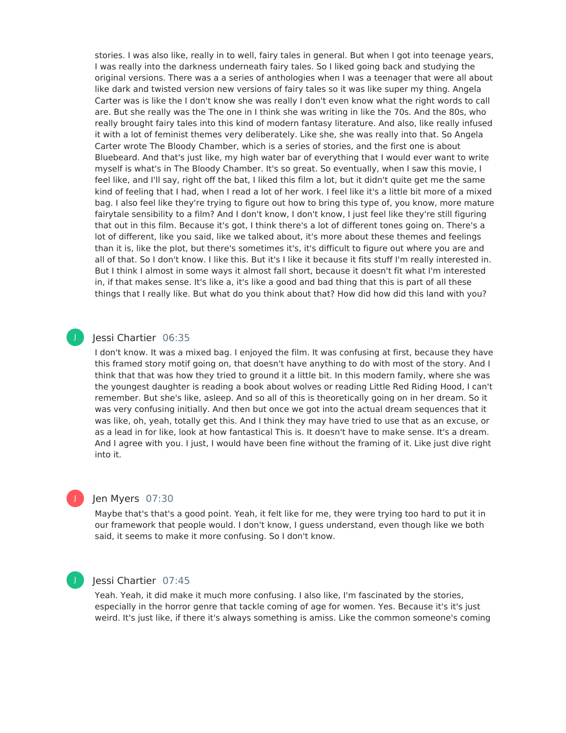stories. I was also like, really in to well, fairy tales in general. But when I got into teenage years, I was really into the darkness underneath fairy tales. So I liked going back and studying the original versions. There was a a series of anthologies when I was a teenager that were all about like dark and twisted version new versions of fairy tales so it was like super my thing. Angela Carter was is like the I don't know she was really I don't even know what the right words to call are. But she really was the The one in I think she was writing in like the 70s. And the 80s, who really brought fairy tales into this kind of modern fantasy literature. And also, like really infused it with a lot of feminist themes very deliberately. Like she, she was really into that. So Angela Carter wrote The Bloody Chamber, which is a series of stories, and the first one is about Bluebeard. And that's just like, my high water bar of everything that I would ever want to write myself is what's in The Bloody Chamber. It's so great. So eventually, when I saw this movie, I feel like, and I'll say, right off the bat, I liked this film a lot, but it didn't quite get me the same kind of feeling that I had, when I read a lot of her work. I feel like it's a little bit more of a mixed bag. I also feel like they're trying to figure out how to bring this type of, you know, more mature fairytale sensibility to a film? And I don't know, I don't know, I just feel like they're still figuring that out in this film. Because it's got, I think there's a lot of different tones going on. There's a lot of different, like you said, like we talked about, it's more about these themes and feelings than it is, like the plot, but there's sometimes it's, it's difficult to figure out where you are and all of that. So I don't know. I like this. But it's I like it because it fits stuff I'm really interested in. But I think I almost in some ways it almost fall short, because it doesn't fit what I'm interested in, if that makes sense. It's like a, it's like a good and bad thing that this is part of all these things that I really like. But what do you think about that? How did how did this land with you?

**Jessi Chartier** 06:35

I don't know. It was a mixed bag. I enjoyed the film. It was confusing at first, because they have this framed story motif going on, that doesn't have anything to do with most of the story. And I think that that was how they tried to ground it a little bit. In this modern family, where she was the youngest daughter is reading a book about wolves or reading Little Red Riding Hood, I can't remember. But she's like, asleep. And so all of this is theoretically going on in her dream. So it was very confusing initially. And then but once we got into the actual dream sequences that it was like, oh, yeah, totally get this. And I think they may have tried to use that as an excuse, or as a lead in for like, look at how fantastical This is. It doesn't have to make sense. It's a dream. And I agree with you. I just, I would have been fine without the framing of it. Like just dive right into it.

**Jen Myers** 07:30

Maybe that's that's a good point. Yeah, it felt like for me, they were trying too hard to put it in our framework that people would. I don't know, I guess understand, even though like we both said, it seems to make it more confusing. So I don't know.

**Jessi Chartier** 07:45

Yeah. Yeah, it did make it much more confusing. I also like, I'm fascinated by the stories, especially in the horror genre that tackle coming of age for women. Yes. Because it's it's just weird. It's just like, if there it's always something is amiss. Like the common someone's coming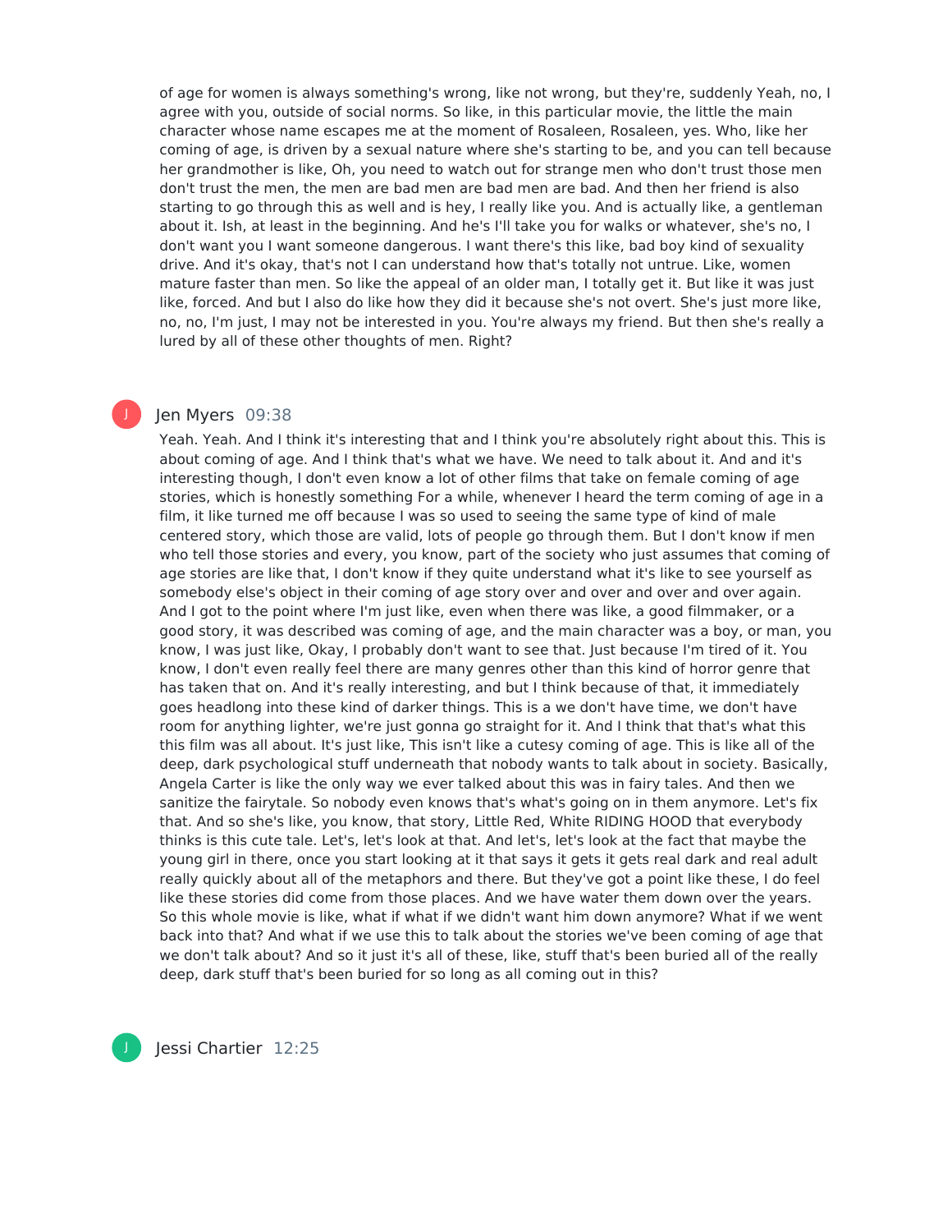of age for women is always something's wrong, like not wrong, but they're, suddenly Yeah, no, I agree with you, outside of social norms. So like, in this particular movie, the little the main character whose name escapes me at the moment of Rosaleen, Rosaleen, yes. Who, like her coming of age, is driven by a sexual nature where she's starting to be, and you can tell because her grandmother is like, Oh, you need to watch out for strange men who don't trust those men don't trust the men, the men are bad men are bad men are bad. And then her friend is also starting to go through this as well and is hey, I really like you. And is actually like, a gentleman about it. Ish, at least in the beginning. And he's I'll take you for walks or whatever, she's no, I don't want you I want someone dangerous. I want there's this like, bad boy kind of sexuality drive. And it's okay, that's not I can understand how that's totally not untrue. Like, women mature faster than men. So like the appeal of an older man, I totally get it. But like it was just like, forced. And but I also do like how they did it because she's not overt. She's just more like, no, no, I'm just, I may not be interested in you. You're always my friend. But then she's really a lured by all of these other thoughts of men. Right?

Jen Myers 09:38

Yeah. Yeah. And I think it's interesting that and I think you're absolutely right about this. This is about coming of age. And I think that's what we have. We need to talk about it. And and it's interesting though, I don't even know a lot of other films that take on female coming of age stories, which is honestly something For a while, whenever I heard the term coming of age in a film, it like turned me off because I was so used to seeing the same type of kind of male centered story, which those are valid, lots of people go through them. But I don't know if men who tell those stories and every, you know, part of the society who just assumes that coming of age stories are like that, I don't know if they quite understand what it's like to see yourself as somebody else's object in their coming of age story over and over and over and over again. And I got to the point where I'm just like, even when there was like, a good filmmaker, or a good story, it was described was coming of age, and the main character was a boy, or man, you know, I was just like, Okay, I probably don't want to see that. Just because I'm tired of it. You know, I don't even really feel there are many genres other than this kind of horror genre that has taken that on. And it's really interesting, and but I think because of that, it immediately goes headlong into these kind of darker things. This is a we don't have time, we don't have room for anything lighter, we're just gonna go straight for it. And I think that that's what this this film was all about. It's just like, This isn't like a cutesy coming of age. This is like all of the deep, dark psychological stuff underneath that nobody wants to talk about in society. Basically, Angela Carter is like the only way we ever talked about this was in fairy tales. And then we sanitize the fairytale. So nobody even knows that's what's going on in them anymore. Let's fix that. And so she's like, you know, that story, Little Red, White RIDING HOOD that everybody thinks is this cute tale. Let's, let's look at that. And let's, let's look at the fact that maybe the young girl in there, once you start looking at it that says it gets it gets real dark and real adult really quickly about all of the metaphors and there. But they've got a point like these, I do feel like these stories did come from those places. And we have water them down over the years. So this whole movie is like, what if what if we didn't want him down anymore? What if we went back into that? And what if we use this to talk about the stories we've been coming of age that we don't talk about? And so it just it's all of these, like, stuff that's been buried all of the really deep, dark stuff that's been buried for so long as all coming out in this?

Jessi Chartier 12:25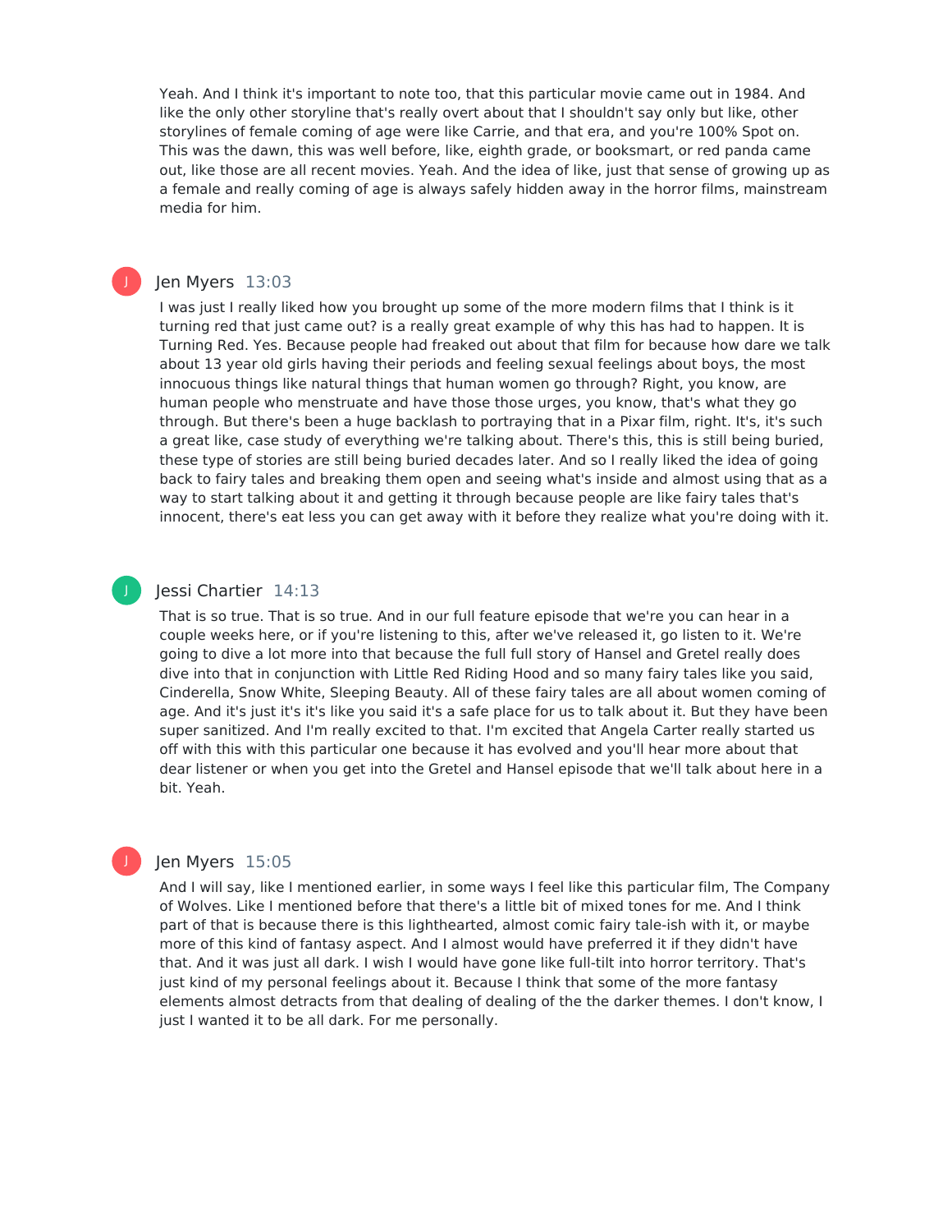Yeah. And I think it's important to note too, that this particular movie came out in 1984. And like the only other storyline that's really overt about that I shouldn't say only but like, other storylines of female coming of age were like Carrie, and that era, and you're 100% Spot on. This was the dawn, this was well before, like, eighth grade, or booksmart, or red panda came out, like those are all recent movies. Yeah. And the idea of like, just that sense of growing up as a female and really coming of age is always safely hidden away in the horror films, mainstream media for him.

**Jen Myers** 13:03

I was just I really liked how you brought up some of the more modern films that I think is it turning red that just came out? is a really great example of why this has had to happen. It is Turning Red. Yes. Because people had freaked out about that film for because how dare we talk about 13 year old girls having their periods and feeling sexual feelings about boys, the most innocuous things like natural things that human women go through? Right, you know, are human people who menstruate and have those those urges, you know, that's what they go through. But there's been a huge backlash to portraying that in a Pixar film, right. It's, it's such a great like, case study of everything we're talking about. There's this, this is still being buried, these type of stories are still being buried decades later. And so I really liked the idea of going back to fairy tales and breaking them open and seeing what's inside and almost using that as a way to start talking about it and getting it through because people are like fairy tales that's innocent, there's eat less you can get away with it before they realize what you're doing with it.

**Jessi Chartier** 14:13

That is so true. That is so true. And in our full feature episode that we're you can hear in a couple weeks here, or if you're listening to this, after we've released it, go listen to it. We're going to dive a lot more into that because the full full story of Hansel and Gretel really does dive into that in conjunction with Little Red Riding Hood and so many fairy tales like you said, Cinderella, Snow White, Sleeping Beauty. All of these fairy tales are all about women coming of age. And it's just it's it's like you said it's a safe place for us to talk about it. But they have been super sanitized. And I'm really excited to that. I'm excited that Angela Carter really started us off with this with this particular one because it has evolved and you'll hear more about that dear listener or when you get into the Gretel and Hansel episode that we'll talk about here in a bit. Yeah.

**Jen Myers** 15:05

And I will say, like I mentioned earlier, in some ways I feel like this particular film, The Company of Wolves. Like I mentioned before that there's a little bit of mixed tones for me. And I think part of that is because there is this lighthearted, almost comic fairy tale-ish with it, or maybe more of this kind of fantasy aspect. And I almost would have preferred it if they didn't have that. And it was just all dark. I wish I would have gone like full-tilt into horror territory. That's just kind of my personal feelings about it. Because I think that some of the more fantasy elements almost detracts from that dealing of dealing of the the darker themes. I don't know, I just I wanted it to be all dark. For me personally.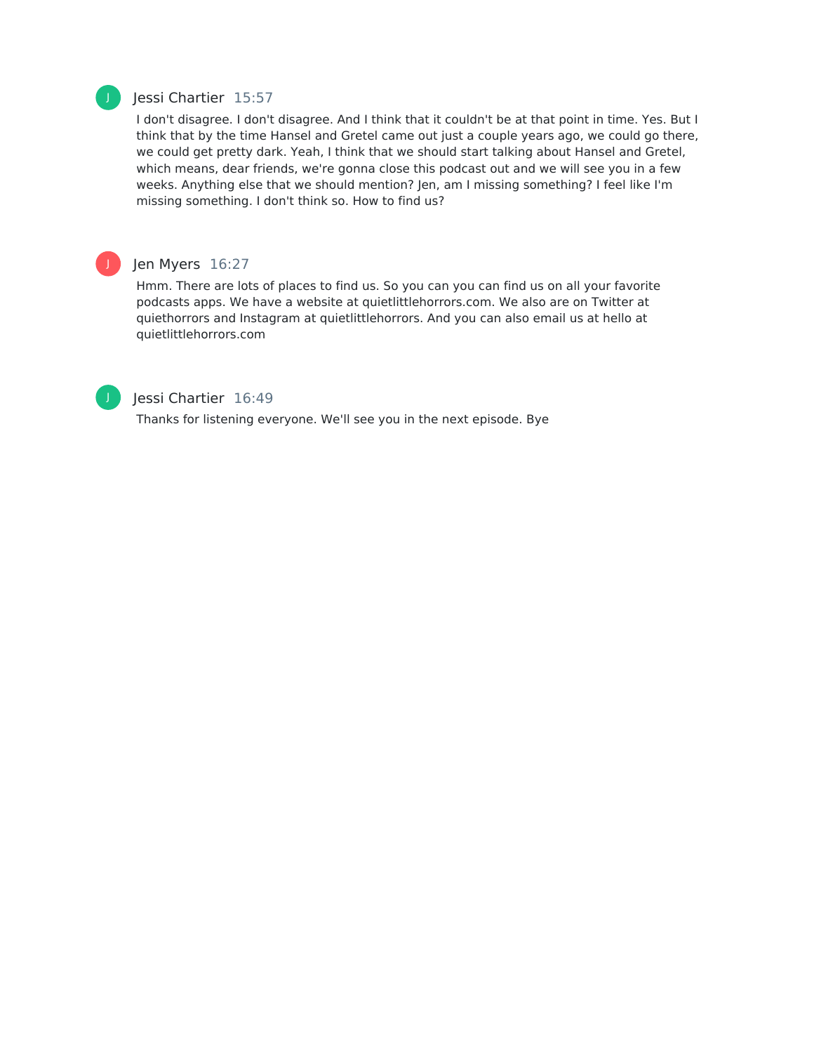Jessi Chartier 15:57

I don't disagree. I don't disagree. And I think that it couldn't be at that point in time. Yes. But I think that by the time Hansel and Gretel came out just a couple years ago, we could go there, we could get pretty dark. Yeah, I think that we should start talking about Hansel and Gretel, which means, dear friends, we're gonna close this podcast out and we will see you in a few weeks. Anything else that we should mention? Jen, am I missing something? I feel like I'm missing something. I don't think so. How to find us?

Jen Myers 16:27

Hmm. There are lots of places to find us. So you can you can find us on all your favorite podcasts apps. We have a website at quietlittlehorrors.com. We also are on Twitter at quiethorrors and Instagram at quietlittlehorrors. And you can also email us at hello at quietlittlehorrors.com

Jessi Chartier 16:49

Thanks for listening everyone. We'll see you in the next episode. Bye